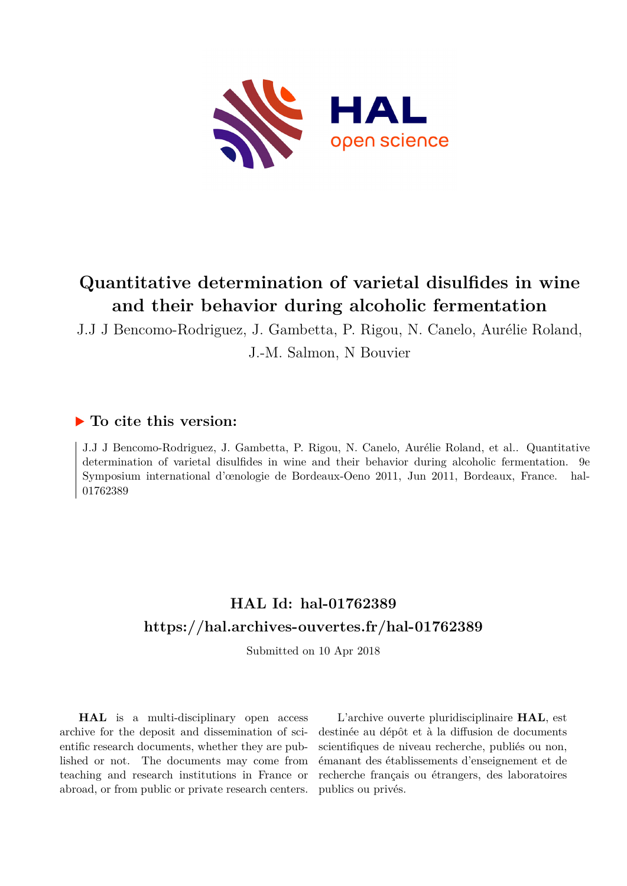# Quantitative determination of varietal disulfides in wine and their behavior during alcoholic fermentation

J.J J Bencomo-Rodriguez, J. Gambetta, P. Rigou, N. Canelo, Aurélie Roland, J.-M. Salmon, N Bouvier

## ▶ To cite this version:

J.J J Bencomo-Rodriguez, J. Gambetta, P. Rigou, N. Canelo, Aurélie Roland, et al.. Quantitative determination of varietal disulfides in wine and their behavior during alcoholic fermentation. 9e Symposium international d'œnologie de Bordeaux-Oeno 2011, Jun 2011, Bordeaux, France. hal-01762389

## HAL Id: hal-01762389

## https://hal.archives-ouvertes.fr/hal-01762389

Submitted on 10 Apr 2018

**HAL** is a multi-disciplinary open access archive for the deposit and dissemination of scientific research documents, whether they are published or not. The documents may come from teaching and research institutions in France or abroad, or from public or private research centers.

L'archive ouverte pluridisciplinaire **HAL**, est destinée au dépôt et à la diffusion de documents scientifiques de niveau recherche, publiés ou non, émanant des établissements d'enseignement et de recherche français ou étrangers, des laboratoires publics ou privés.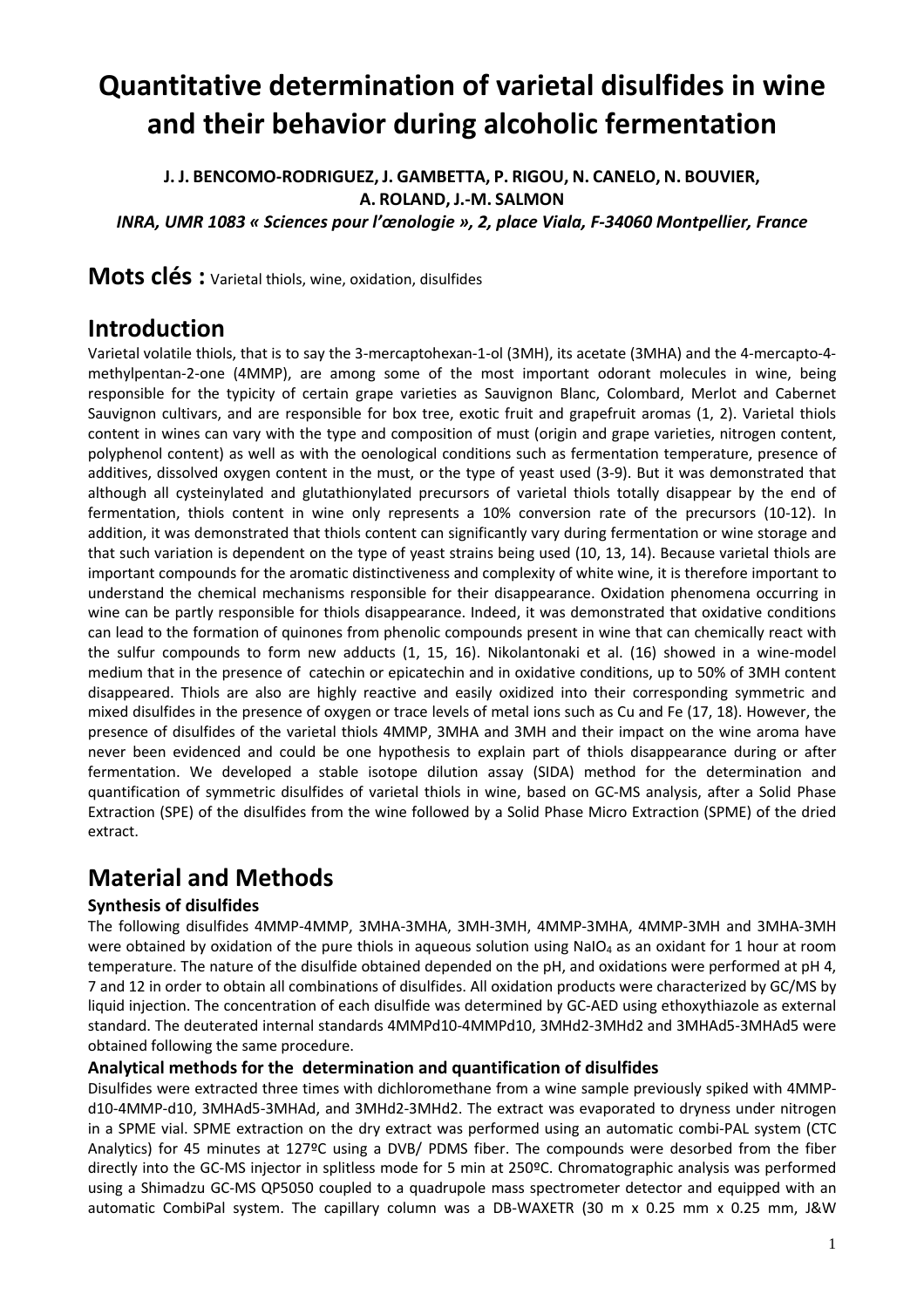# Quantitative determination of varietal disulfides in wine and their behavior during alcoholic fermentation

**J. J. BENCOMO-RODRIGUEZ, J. GAMBETTA, P. RIGOU, N. CANELO, N. BOUVIER, A. ROLAND, J.-M. SALMON**

***INRA, UMR 1083 « Sciences pour l'œnologie », 2, place Viala, F-34060 Montpellier, France***

## Mots clés : Varietal thiols, wine, oxidation, disulfides

## Introduction

Varietal volatile thiols, that is to say the 3-mercaptohexan-1-ol (3MH), its acetate (3MHA) and the 4-mercapto-4-methylpentan-2-one (4MMP), are among some of the most important odorant molecules in wine, being responsible for the typicity of certain grape varieties as Sauvignon Blanc, Colombard, Merlot and Cabernet Sauvignon cultivars, and are responsible for box tree, exotic fruit and grapefruit aromas (1, 2). Varietal thiols content in wines can vary with the type and composition of must (origin and grape varieties, nitrogen content, polyphenol content) as well as with the oenological conditions such as fermentation temperature, presence of additives, dissolved oxygen content in the must, or the type of yeast used (3-9). But it was demonstrated that although all cysteinylated and glutathionylated precursors of varietal thiols totally disappear by the end of fermentation, thiols content in wine only represents a 10% conversion rate of the precursors (10-12). In addition, it was demonstrated that thiols content can significantly vary during fermentation or wine storage and that such variation is dependent on the type of yeast strains being used (10, 13, 14). Because varietal thiols are important compounds for the aromatic distinctiveness and complexity of white wine, it is therefore important to understand the chemical mechanisms responsible for their disappearance. Oxidation phenomena occurring in wine can be partly responsible for thiols disappearance. Indeed, it was demonstrated that oxidative conditions can lead to the formation of quinones from phenolic compounds present in wine that can chemically react with the sulfur compounds to form new adducts (1, 15, 16). Nikolantonaki et al. (16) showed in a wine-model medium that in the presence of catechin or epicatechin and in oxidative conditions, up to 50% of 3MH content disappeared. Thiols are also are highly reactive and easily oxidized into their corresponding symmetric and mixed disulfides in the presence of oxygen or trace levels of metal ions such as Cu and Fe (17, 18). However, the presence of disulfides of the varietal thiols 4MMP, 3MHA and 3MH and their impact on the wine aroma have never been evidenced and could be one hypothesis to explain part of thiols disappearance during or after fermentation. We developed a stable isotope dilution assay (SIDA) method for the determination and quantification of symmetric disulfides of varietal thiols in wine, based on GC-MS analysis, after a Solid Phase Extraction (SPE) of the disulfides from the wine followed by a Solid Phase Micro Extraction (SPME) of the dried extract.

## Material and Methods

### Synthesis of disulfides

The following disulfides 4MMP-4MMP, 3MHA-3MHA, 3MH-3MH, 4MMP-3MHA, 4MMP-3MH and 3MHA-3MH were obtained by oxidation of the pure thiols in aqueous solution using $NaIO_4$ as an oxidant for 1 hour at room temperature. The nature of the disulfide obtained depended on the pH, and oxidations were performed at pH 4, 7 and 12 in order to obtain all combinations of disulfides. All oxidation products were characterized by GC/MS by liquid injection. The concentration of each disulfide was determined by GC-AED using ethoxythiazole as external standard. The deuterated internal standards 4MMPd10-4MMPd10, 3MHd2-3MHd2 and 3MHAd5-3MHAd5 were obtained following the same procedure.

### Analytical methods for the determination and quantification of disulfides

Disulfides were extracted three times with dichloromethane from a wine sample previously spiked with 4MMP-d10-4MMP-d10, 3MHAd5-3MHAd, and 3MHd2-3MHd2. The extract was evaporated to dryness under nitrogen in a SPME vial. SPME extraction on the dry extract was performed using an automatic combi-PAL system (CTC Analytics) for 45 minutes at 127ºC using a DVB/ PDMS fiber. The compounds were desorbed from the fiber directly into the GC-MS injector in splitless mode for 5 min at 250ºC. Chromatographic analysis was performed using a Shimadzu GC-MS QP5050 coupled to a quadrupole mass spectrometer detector and equipped with an automatic CombiPal system. The capillary column was a DB-WAXETR (30 m x 0.25 mm x 0.25 mm, J&W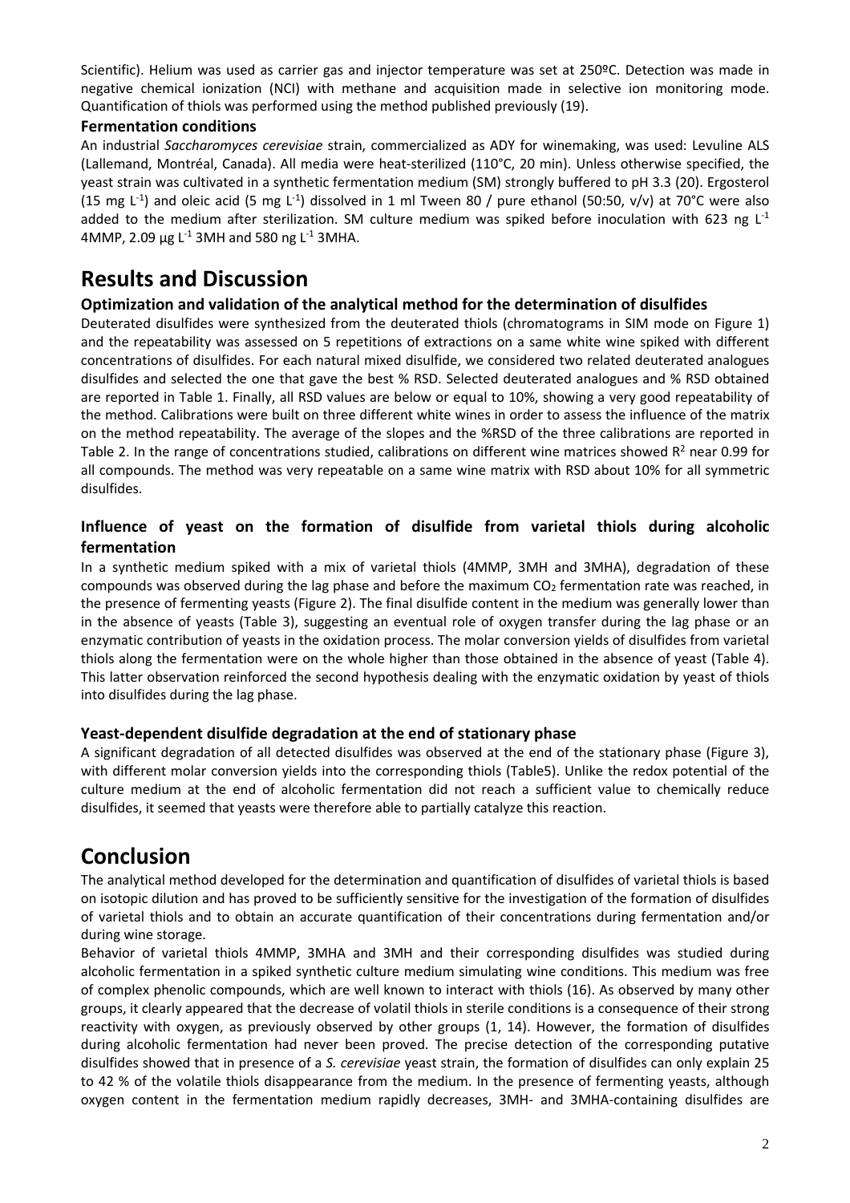Scientific). Helium was used as carrier gas and injector temperature was set at 250ºC. Detection was made in negative chemical ionization (NCI) with methane and acquisition made in selective ion monitoring mode. Quantification of thiols was performed using the method published previously (19).

### Fermentation conditions

An industrial *Saccharomyces cerevisiae* strain, commercialized as ADY for winemaking, was used: Levuline ALS (Lallemand, Montréal, Canada). All media were heat-sterilized (110°C, 20 min). Unless otherwise specified, the yeast strain was cultivated in a synthetic fermentation medium (SM) strongly buffered to pH 3.3 (20). Ergosterol (15 mg $L^{-1}$) and oleic acid (5 mg $L^{-1}$) dissolved in 1 ml Tween 80 / pure ethanol (50:50, v/v) at 70°C were also added to the medium after sterilization. SM culture medium was spiked before inoculation with 623 ng $L^{-1}$ 4MMP, 2.09 µg $L^{-1}$ 3MH and 580 ng $L^{-1}$ 3MHA.

# Results and Discussion

### Optimization and validation of the analytical method for the determination of disulfides

Deuterated disulfides were synthesized from the deuterated thiols (chromatograms in SIM mode on Figure 1) and the repeatability was assessed on 5 repetitions of extractions on a same white wine spiked with different concentrations of disulfides. For each natural mixed disulfide, we considered two related deuterated analogues disulfides and selected the one that gave the best % RSD. Selected deuterated analogues and % RSD obtained are reported in Table 1. Finally, all RSD values are below or equal to 10%, showing a very good repeatability of the method. Calibrations were built on three different white wines in order to assess the influence of the matrix on the method repeatability. The average of the slopes and the %RSD of the three calibrations are reported in Table 2. In the range of concentrations studied, calibrations on different wine matrices showed $R^2$ near 0.99 for all compounds. The method was very repeatable on a same wine matrix with RSD about 10% for all symmetric disulfides.

### Influence of yeast on the formation of disulfide from varietal thiols during alcoholic fermentation

In a synthetic medium spiked with a mix of varietal thiols (4MMP, 3MH and 3MHA), degradation of these compounds was observed during the lag phase and before the maximum $CO_2$ fermentation rate was reached, in the presence of fermenting yeasts (Figure 2). The final disulfide content in the medium was generally lower than in the absence of yeasts (Table 3), suggesting an eventual role of oxygen transfer during the lag phase or an enzymatic contribution of yeasts in the oxidation process. The molar conversion yields of disulfides from varietal thiols along the fermentation were on the whole higher than those obtained in the absence of yeast (Table 4). This latter observation reinforced the second hypothesis dealing with the enzymatic oxidation by yeast of thiols into disulfides during the lag phase.

### Yeast-dependent disulfide degradation at the end of stationary phase

A significant degradation of all detected disulfides was observed at the end of the stationary phase (Figure 3), with different molar conversion yields into the corresponding thiols (Table5). Unlike the redox potential of the culture medium at the end of alcoholic fermentation did not reach a sufficient value to chemically reduce disulfides, it seemed that yeasts were therefore able to partially catalyze this reaction.

# Conclusion

The analytical method developed for the determination and quantification of disulfides of varietal thiols is based on isotopic dilution and has proved to be sufficiently sensitive for the investigation of the formation of disulfides of varietal thiols and to obtain an accurate quantification of their concentrations during fermentation and/or during wine storage.

Behavior of varietal thiols 4MMP, 3MHA and 3MH and their corresponding disulfides was studied during alcoholic fermentation in a spiked synthetic culture medium simulating wine conditions. This medium was free of complex phenolic compounds, which are well known to interact with thiols (16). As observed by many other groups, it clearly appeared that the decrease of volatil thiols in sterile conditions is a consequence of their strong reactivity with oxygen, as previously observed by other groups (1, 14). However, the formation of disulfides during alcoholic fermentation had never been proved. The precise detection of the corresponding putative disulfides showed that in presence of a *S. cerevisiae* yeast strain, the formation of disulfides can only explain 25 to 42 % of the volatile thiols disappearance from the medium. In the presence of fermenting yeasts, although oxygen content in the fermentation medium rapidly decreases, 3MH- and 3MHA-containing disulfides are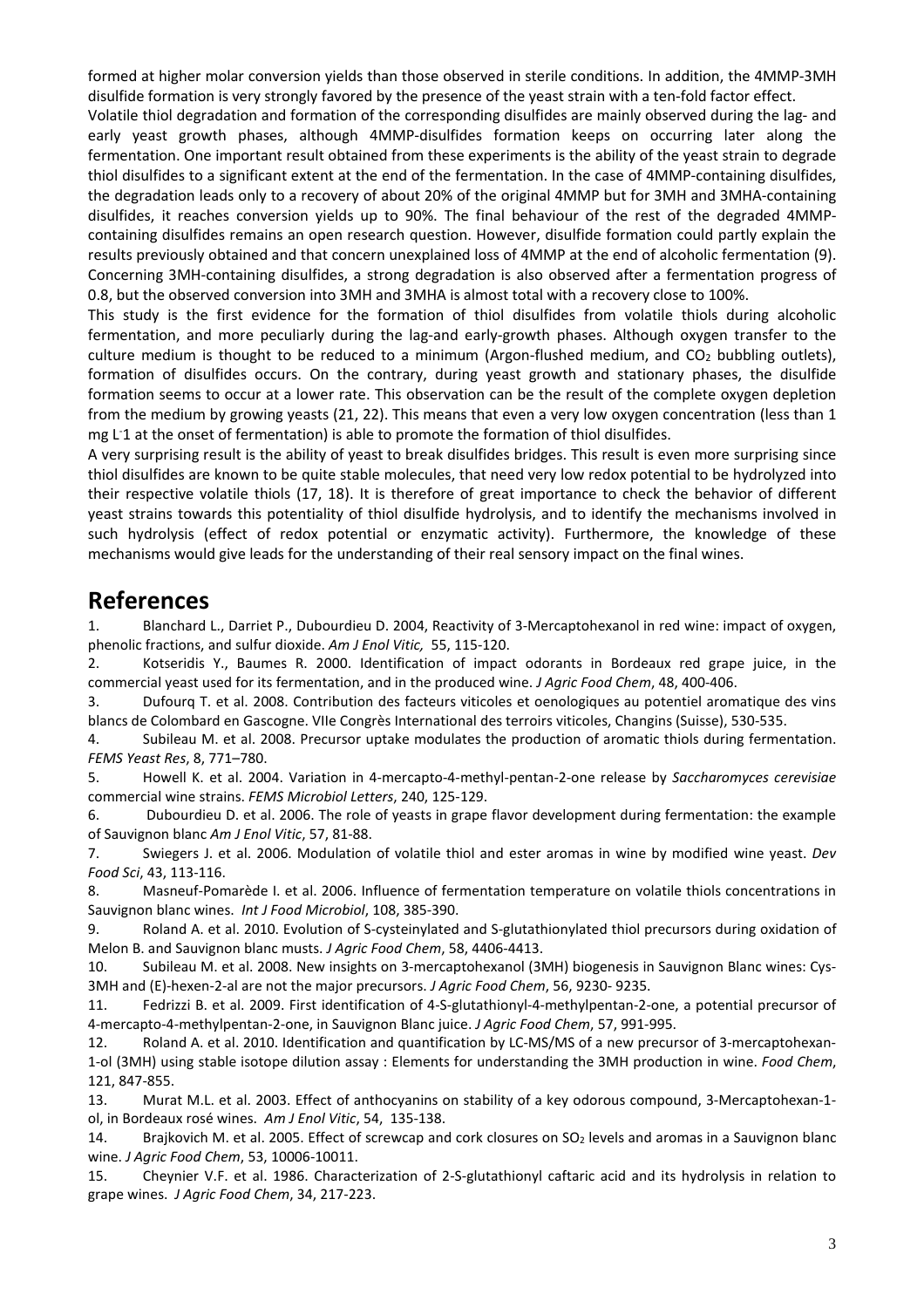formed at higher molar conversion yields than those observed in sterile conditions. In addition, the 4MMP-3MH disulfide formation is very strongly favored by the presence of the yeast strain with a ten-fold factor effect.

Volatile thiol degradation and formation of the corresponding disulfides are mainly observed during the lag- and early yeast growth phases, although 4MMP-disulfides formation keeps on occurring later along the fermentation. One important result obtained from these experiments is the ability of the yeast strain to degrade thiol disulfides to a significant extent at the end of the fermentation. In the case of 4MMP-containing disulfides, the degradation leads only to a recovery of about 20% of the original 4MMP but for 3MH and 3MHA-containing disulfides, it reaches conversion yields up to 90%. The final behaviour of the rest of the degraded 4MMP-containing disulfides remains an open research question. However, disulfide formation could partly explain the results previously obtained and that concern unexplained loss of 4MMP at the end of alcoholic fermentation (9). Concerning 3MH-containing disulfides, a strong degradation is also observed after a fermentation progress of 0.8, but the observed conversion into 3MH and 3MHA is almost total with a recovery close to 100%.

This study is the first evidence for the formation of thiol disulfides from volatile thiols during alcoholic fermentation, and more peculiarly during the lag-and early-growth phases. Although oxygen transfer to the culture medium is thought to be reduced to a minimum (Argon-flushed medium, and $CO_2$ bubbling outlets), formation of disulfides occurs. On the contrary, during yeast growth and stationary phases, the disulfide formation seems to occur at a lower rate. This observation can be the result of the complete oxygen depletion from the medium by growing yeasts (21, 22). This means that even a very low oxygen concentration (less than 1 mg $L^{-1}$ at the onset of fermentation) is able to promote the formation of thiol disulfides.

A very surprising result is the ability of yeast to break disulfides bridges. This result is even more surprising since thiol disulfides are known to be quite stable molecules, that need very low redox potential to be hydrolyzed into their respective volatile thiols (17, 18). It is therefore of great importance to check the behavior of different yeast strains towards this potentiality of thiol disulfide hydrolysis, and to identify the mechanisms involved in such hydrolysis (effect of redox potential or enzymatic activity). Furthermore, the knowledge of these mechanisms would give leads for the understanding of their real sensory impact on the final wines.

# References

1. Blanchard L., Darriet P., Dubourdieu D. 2004, Reactivity of 3-Mercaptohexanol in red wine: impact of oxygen, phenolic fractions, and sulfur dioxide. *Am J Enol Vitic,* 55, 115-120.
2. Kotseridis Y., Baumes R. 2000. Identification of impact odorants in Bordeaux red grape juice, in the commercial yeast used for its fermentation, and in the produced wine. *J Agric Food Chem*, 48, 400-406.
3. Dufourq T. et al. 2008. Contribution des facteurs viticoles et oenologiques au potentiel aromatique des vins blancs de Colombard en Gascogne. VIIe Congrès International des terroirs viticoles, Changins (Suisse), 530-535.
4. Subileau M. et al. 2008. Precursor uptake modulates the production of aromatic thiols during fermentation. *FEMS Yeast Res*, 8, 771–780.
5. Howell K. et al. 2004. Variation in 4-mercapto-4-methyl-pentan-2-one release by *Saccharomyces cerevisiae* commercial wine strains. *FEMS Microbiol Letters*, 240, 125-129.
6. Dubourdieu D. et al. 2006. The role of yeasts in grape flavor development during fermentation: the example of Sauvignon blanc *Am J Enol Vitic*, 57, 81-88.
7. Swiegers J. et al. 2006. Modulation of volatile thiol and ester aromas in wine by modified wine yeast. *Dev Food Sci*, 43, 113-116.
8. Masneuf-Pomarède I. et al. 2006. Influence of fermentation temperature on volatile thiols concentrations in Sauvignon blanc wines. *Int J Food Microbiol*, 108, 385-390.
9. Roland A. et al. 2010. Evolution of S-cysteinylated and S-glutathionylated thiol precursors during oxidation of Melon B. and Sauvignon blanc musts. *J Agric Food Chem*, 58, 4406-4413.
10. Subileau M. et al. 2008. New insights on 3-mercaptohexanol (3MH) biogenesis in Sauvignon Blanc wines: Cys-3MH and (E)-hexen-2-al are not the major precursors. *J Agric Food Chem*, 56, 9230- 9235.
11. Fedrizzi B. et al. 2009. First identification of 4-S-glutathionyl-4-methylpentan-2-one, a potential precursor of 4-mercapto-4-methylpentan-2-one, in Sauvignon Blanc juice. *J Agric Food Chem*, 57, 991-995.
12. Roland A. et al. 2010. Identification and quantification by LC-MS/MS of a new precursor of 3-mercaptohexan-1-ol (3MH) using stable isotope dilution assay : Elements for understanding the 3MH production in wine. *Food Chem*, 121, 847-855.
13. Murat M.L. et al. 2003. Effect of anthocyanins on stability of a key odorous compound, 3-Mercaptohexan-1-ol, in Bordeaux rosé wines. *Am J Enol Vitic*, 54, 135-138.
14. Brajkovich M. et al. 2005. Effect of screwcap and cork closures on $SO_2$ levels and aromas in a Sauvignon blanc wine. *J Agric Food Chem*, 53, 10006-10011.
15. Cheynier V.F. et al. 1986. Characterization of 2-S-glutathionyl caftaric acid and its hydrolysis in relation to grape wines. *J Agric Food Chem*, 34, 217-223.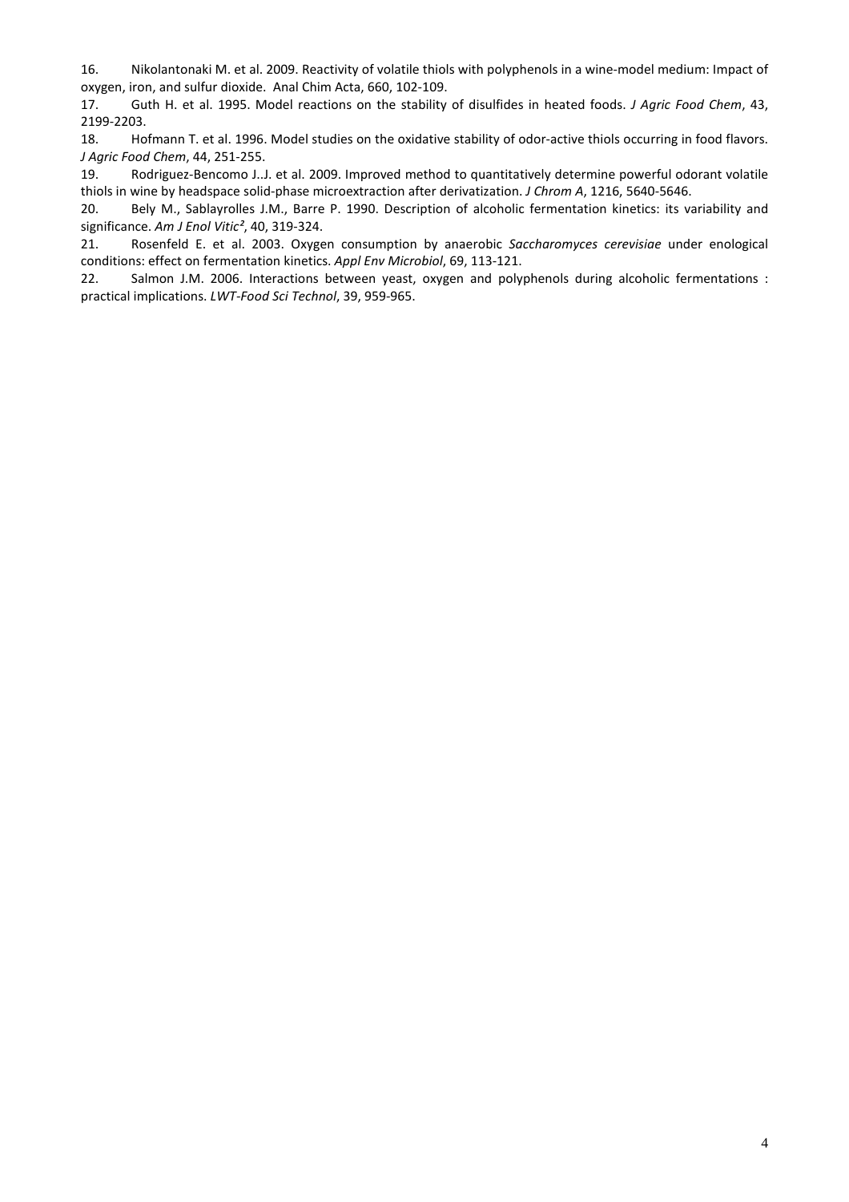16. Nikolantonaki M. et al. 2009. Reactivity of volatile thiols with polyphenols in a wine-model medium: Impact of oxygen, iron, and sulfur dioxide. Anal Chim Acta, 660, 102-109.
17. Guth H. et al. 1995. Model reactions on the stability of disulfides in heated foods. *J Agric Food Chem*, 43, 2199-2203.
18. Hofmann T. et al. 1996. Model studies on the oxidative stability of odor-active thiols occurring in food flavors. *J Agric Food Chem*, 44, 251-255.
19. Rodriguez-Bencomo J..J. et al. 2009. Improved method to quantitatively determine powerful odorant volatile thiols in wine by headspace solid-phase microextraction after derivatization. *J Chrom A*, 1216, 5640-5646.
20. Bely M., Sablayrolles J.M., Barre P. 1990. Description of alcoholic fermentation kinetics: its variability and significance. *Am J Enol Vitic²*, 40, 319-324.
21. Rosenfeld E. et al. 2003. Oxygen consumption by anaerobic *Saccharomyces cerevisiae* under enological conditions: effect on fermentation kinetics. *Appl Env Microbiol*, 69, 113-121.
22. Salmon J.M. 2006. Interactions between yeast, oxygen and polyphenols during alcoholic fermentations : practical implications. *LWT-Food Sci Technol*, 39, 959-965.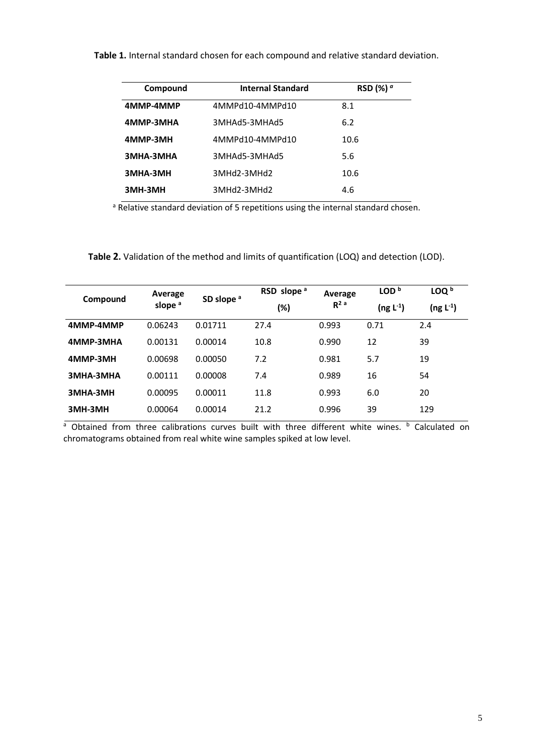**Table 1.** Internal standard chosen for each compound and relative standard deviation.

| Compound | Internal Standard | RSD (%) [a] |
|---|---|---|
| **4MMP-4MMP** | 4MMPd10-4MMPd10 | 8.1 |
| **4MMP-3MHA** | 3MHAd5-3MHAd5 | 6.2 |
| **4MMP-3MH** | 4MMPd10-4MMPd10 | 10.6 |
| **3MHA-3MHA** | 3MHAd5-3MHAd5 | 5.6 |
| **3MHA-3MH** | 3MHd2-3MHd2 | 10.6 |
| **3MH-3MH** | 3MHd2-3MHd2 | 4.6 |

[a] Relative standard deviation of 5 repetitions using the internal standard chosen.

**Table 2.** Validation of the method and limits of quantification (LOQ) and detection (LOD).

| Compound | Average slope [a] | SD slope [a] | RSD slope [a] (%) | Average $R^2$ [a] | LOD [b] (ng $L^{-1}$) | LOQ [b] (ng $L^{-1}$) |
|---|---|---|---|---|---|---|
| **4MMP-4MMP** | 0.06243 | 0.01711 | 27.4 | 0.993 | 0.71 | 2.4 |
| **4MMP-3MHA** | 0.00131 | 0.00014 | 10.8 | 0.990 | 12 | 39 |
| **4MMP-3MH** | 0.00698 | 0.00050 | 7.2 | 0.981 | 5.7 | 19 |
| **3MHA-3MHA** | 0.00111 | 0.00008 | 7.4 | 0.989 | 16 | 54 |
| **3MHA-3MH** | 0.00095 | 0.00011 | 11.8 | 0.993 | 6.0 | 20 |
| **3MH-3MH** | 0.00064 | 0.00014 | 21.2 | 0.996 | 39 | 129 |

[a] Obtained from three calibrations curves built with three different white wines. [b] Calculated on chromatograms obtained from real white wine samples spiked at low level.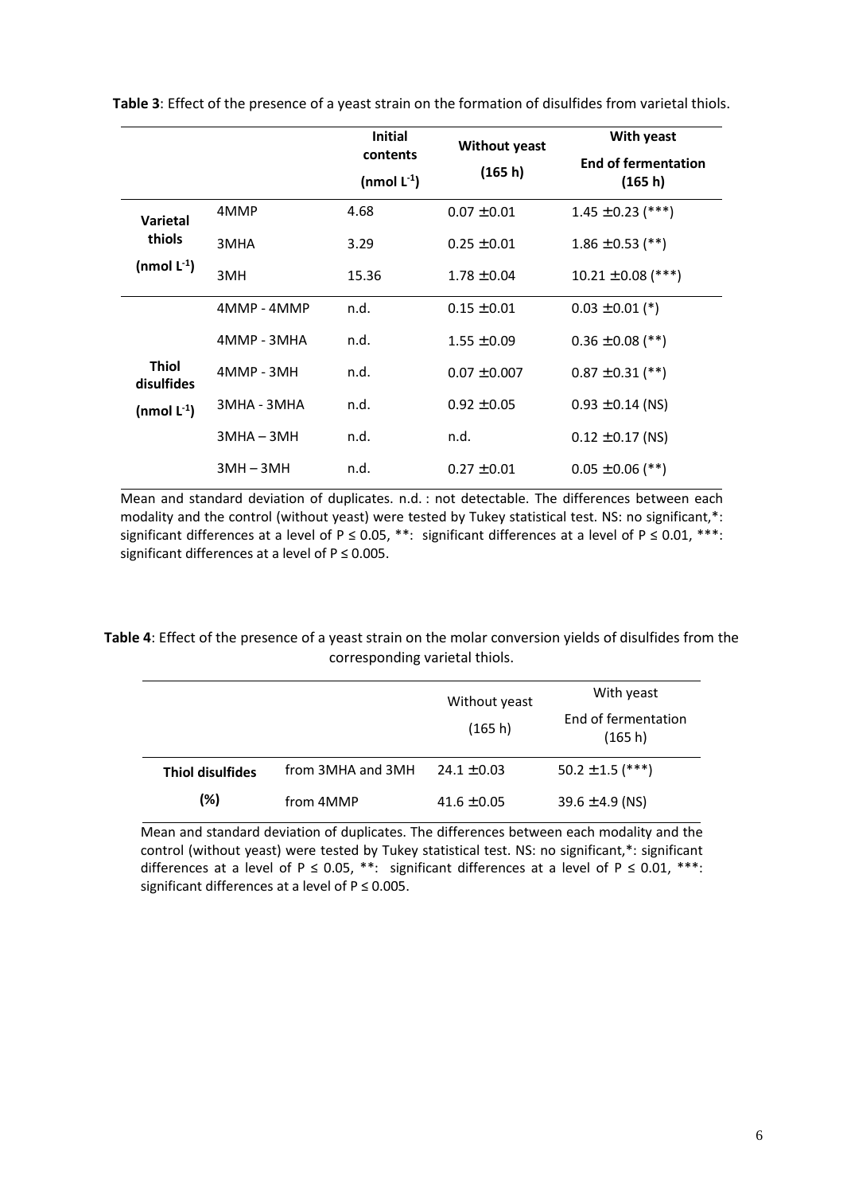**Table 3**: Effect of the presence of a yeast strain on the formation of disulfides from varietal thiols.

| | | Initial contents (nmol $L^{-1}$) | Without yeast (165 h) | With yeast End of fermentation (165 h) |
|---|---|---|---|---|
| **Varietal thiols (nmol $L^{-1}$)** | 4MMP | 4.68 | 0.07 ±0.01 | 1.45 ±0.23 (***) |
| | 3MHA | 3.29 | 0.25 ±0.01 | 1.86 ±0.53 (**) |
| | 3MH | 15.36 | 1.78 ±0.04 | 10.21 ±0.08 (***) |
| **Thiol disulfides (nmol $L^{-1}$)** | 4MMP - 4MMP | n.d. | 0.15 ±0.01 | 0.03 ±0.01 (*) |
| | 4MMP - 3MHA | n.d. | 1.55 ±0.09 | 0.36 ±0.08 (**) |
| | 4MMP - 3MH | n.d. | 0.07 ±0.007 | 0.87 ±0.31 (**) |
| | 3MHA - 3MHA | n.d. | 0.92 ±0.05 | 0.93 ±0.14 (NS) |
| | 3MHA – 3MH | n.d. | n.d. | 0.12 ±0.17 (NS) |
| | 3MH – 3MH | n.d. | 0.27 ±0.01 | 0.05 ±0.06 (**) |

Mean and standard deviation of duplicates. n.d. : not detectable. The differences between each modality and the control (without yeast) were tested by Tukey statistical test. NS: no significant,*: significant differences at a level of $P \leq 0.05$, **: significant differences at a level of $P \leq 0.01$, ***: significant differences at a level of $P \leq 0.005$.

**Table 4**: Effect of the presence of a yeast strain on the molar conversion yields of disulfides from the corresponding varietal thiols.

| | | Without yeast (165 h) | With yeast End of fermentation (165 h) |
|---|---|---|---|
| **Thiol disulfides (%)** | from 3MHA and 3MH | 24.1 ±0.03 | 50.2 ±1.5 (***) |
| | from 4MMP | 41.6 ±0.05 | 39.6 ±4.9 (NS) |

Mean and standard deviation of duplicates. The differences between each modality and the control (without yeast) were tested by Tukey statistical test. NS: no significant,*: significant differences at a level of $P \leq 0.05$, **: significant differences at a level of $P \leq 0.01$, ***: significant differences at a level of $P \leq 0.005$.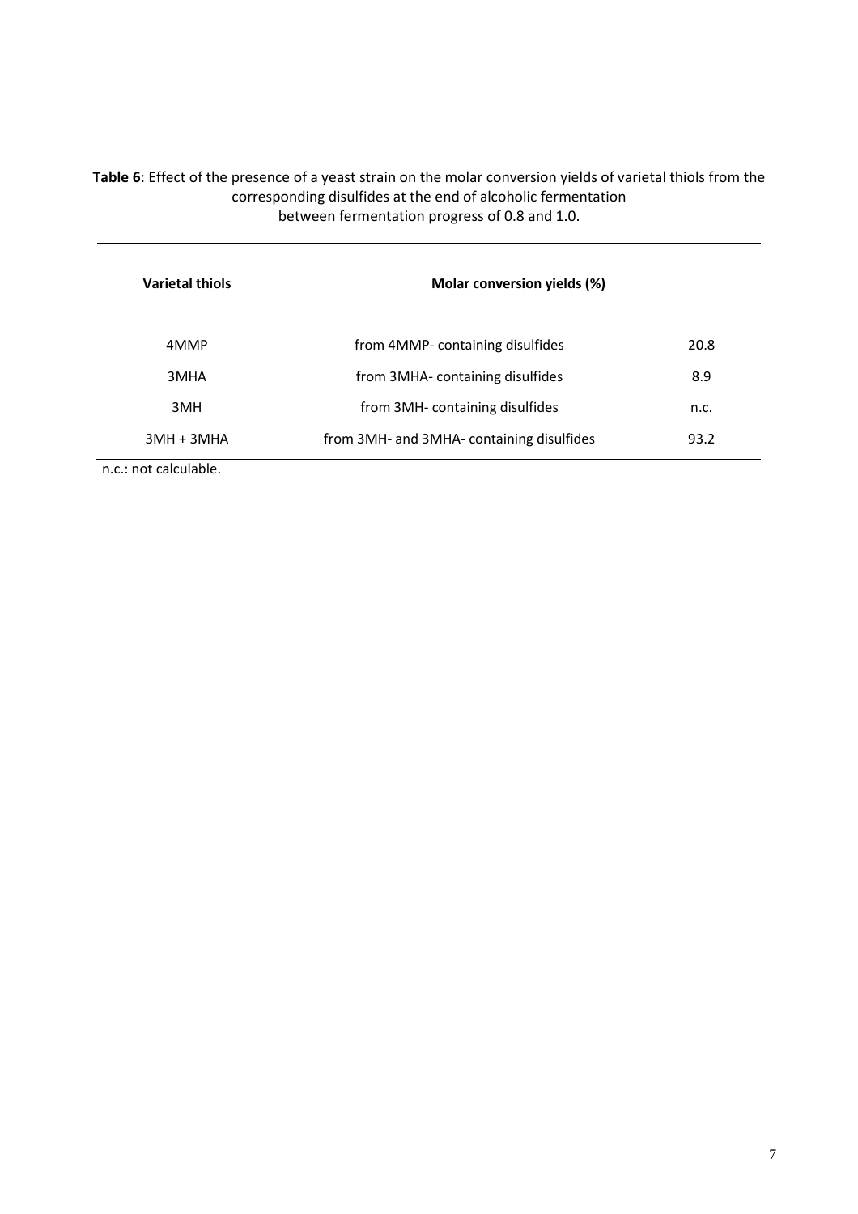**Table 6**: Effect of the presence of a yeast strain on the molar conversion yields of varietal thiols from the corresponding disulfides at the end of alcoholic fermentation between fermentation progress of 0.8 and 1.0.

| Varietal thiols | Molar conversion yields (%) | |
|---|---|---|
| 4MMP | from 4MMP- containing disulfides | 20.8 |
| 3MHA | from 3MHA- containing disulfides | 8.9 |
| 3MH | from 3MH- containing disulfides | n.c. |
| 3MH + 3MHA | from 3MH- and 3MHA- containing disulfides | 93.2 |

n.c.: not calculable.